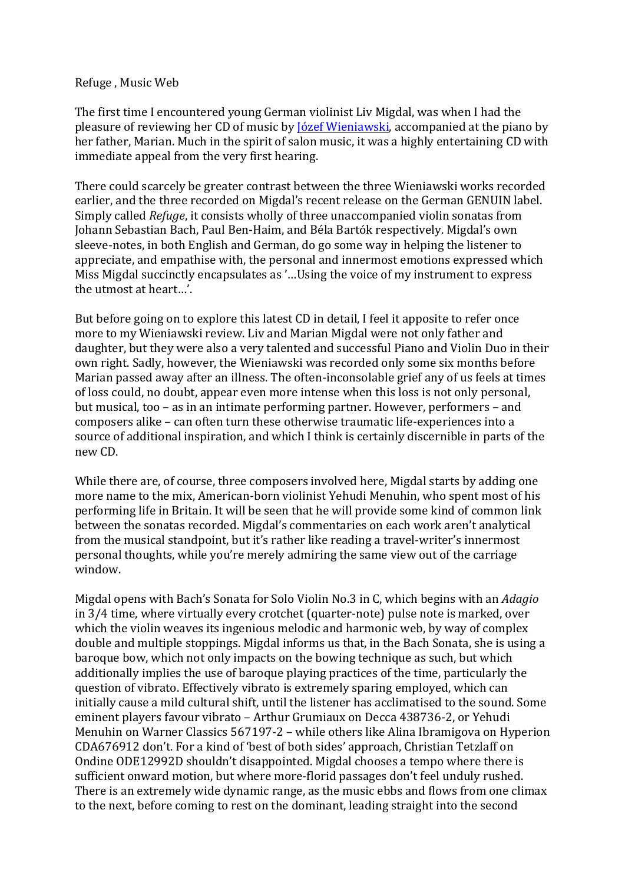Refuge , Music Web

The first time I encountered young German violinist Liv Migdal, was when I had the pleasure of reviewing her CD of music by [Józef Wieniawski](), accompanied at the piano by her father, Marian. Much in the spirit of salon music, it was a highly entertaining CD with immediate appeal from the very first hearing.

There could scarcely be greater contrast between the three Wieniawski works recorded earlier, and the three recorded on Migdal's recent release on the German GENUIN label. Simply called *Refuge*, it consists wholly of three unaccompanied violin sonatas from Johann Sebastian Bach, Paul Ben-Haim, and Béla Bartók respectively. Migdal's own sleeve-notes, in both English and German, do go some way in helping the listener to appreciate, and empathise with, the personal and innermost emotions expressed which Miss Migdal succinctly encapsulates as '…Using the voice of my instrument to express the utmost at heart…'.

But before going on to explore this latest CD in detail, I feel it apposite to refer once more to my Wieniawski review. Liv and Marian Migdal were not only father and daughter, but they were also a very talented and successful Piano and Violin Duo in their own right. Sadly, however, the Wieniawski was recorded only some six months before Marian passed away after an illness. The often-inconsolable grief any of us feels at times of loss could, no doubt, appear even more intense when this loss is not only personal, but musical, too – as in an intimate performing partner. However, performers – and composers alike – can often turn these otherwise traumatic life-experiences into a source of additional inspiration, and which I think is certainly discernible in parts of the new CD.

While there are, of course, three composers involved here, Migdal starts by adding one more name to the mix, American-born violinist Yehudi Menuhin, who spent most of his performing life in Britain. It will be seen that he will provide some kind of common link between the sonatas recorded. Migdal's commentaries on each work aren't analytical from the musical standpoint, but it's rather like reading a travel-writer's innermost personal thoughts, while you're merely admiring the same view out of the carriage window.

Migdal opens with Bach's Sonata for Solo Violin No.3 in C, which begins with an *Adagio* in 3/4 time, where virtually every crotchet (quarter-note) pulse note is marked, over which the violin weaves its ingenious melodic and harmonic web, by way of complex double and multiple stoppings. Migdal informs us that, in the Bach Sonata, she is using a baroque bow, which not only impacts on the bowing technique as such, but which additionally implies the use of baroque playing practices of the time, particularly the question of vibrato. Effectively vibrato is extremely sparing employed, which can initially cause a mild cultural shift, until the listener has acclimatised to the sound. Some eminent players favour vibrato – Arthur Grumiaux on Decca 438736-2, or Yehudi Menuhin on Warner Classics 567197-2 – while others like Alina Ibramigova on Hyperion CDA676912 don't. For a kind of 'best of both sides' approach, Christian Tetzlaff on Ondine ODE12992D shouldn't disappoint. Migdal chooses a tempo where there is sufficient onward motion, but where more-florid passages don't feel unduly rushed. There is an extremely wide dynamic range, as the music ebbs and flows from one climax to the next, before coming to rest on the dominant, leading straight into the second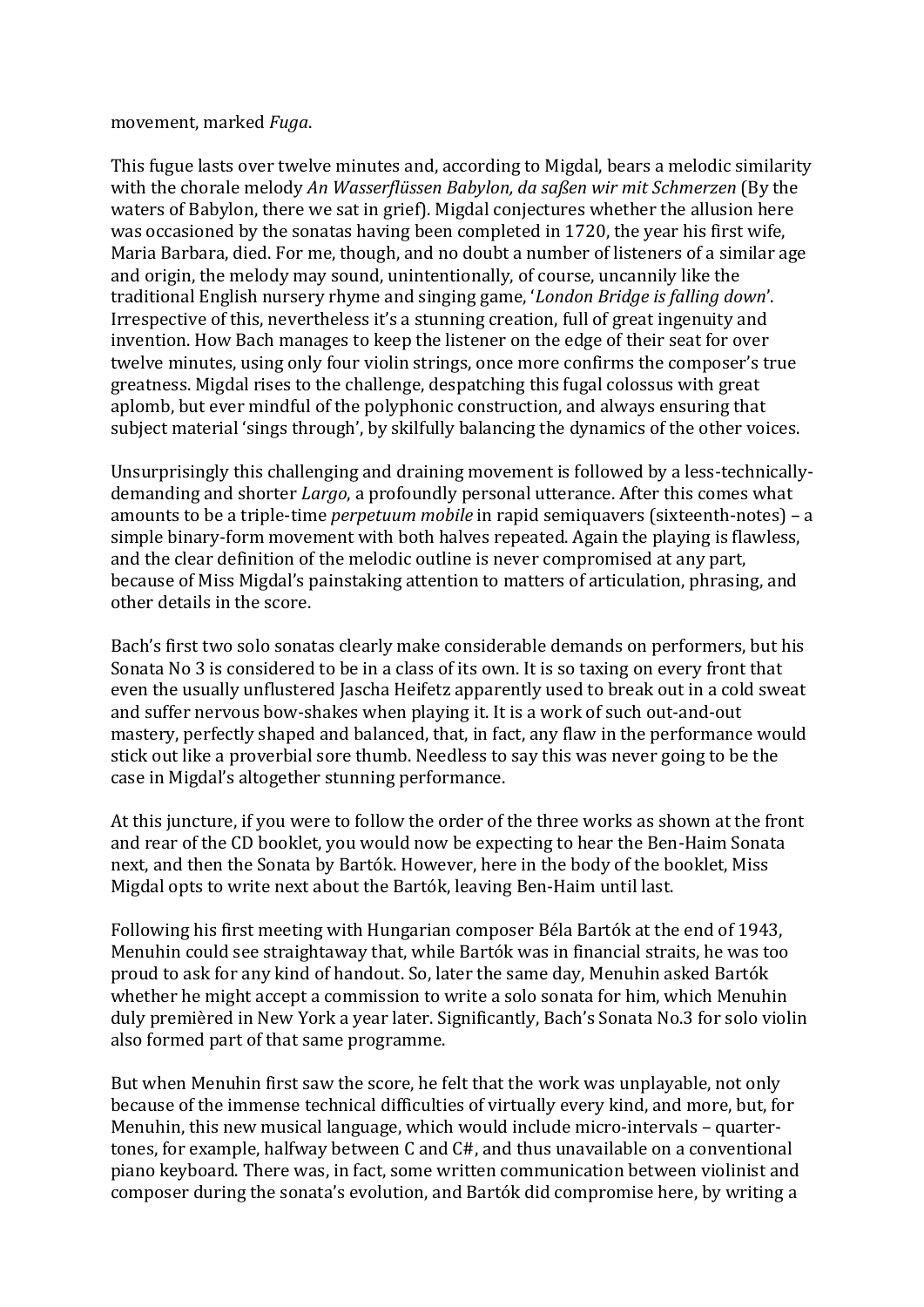movement, marked *Fuga*.

This fugue lasts over twelve minutes and, according to Migdal, bears a melodic similarity with the chorale melody *An Wasserflüssen Babylon, da saßen wir mit Schmerzen* (By the waters of Babylon, there we sat in grief). Migdal conjectures whether the allusion here was occasioned by the sonatas having been completed in 1720, the year his first wife, Maria Barbara, died. For me, though, and no doubt a number of listeners of a similar age and origin, the melody may sound, unintentionally, of course, uncannily like the traditional English nursery rhyme and singing game, '*London Bridge is falling down*'. Irrespective of this, nevertheless it's a stunning creation, full of great ingenuity and invention. How Bach manages to keep the listener on the edge of their seat for over twelve minutes, using only four violin strings, once more confirms the composer's true greatness. Migdal rises to the challenge, despatching this fugal colossus with great aplomb, but ever mindful of the polyphonic construction, and always ensuring that subject material 'sings through', by skilfully balancing the dynamics of the other voices.

Unsurprisingly this challenging and draining movement is followed by a less-technically-demanding and shorter *Largo*, a profoundly personal utterance. After this comes what amounts to be a triple-time *perpetuum mobile* in rapid semiquavers (sixteenth-notes) – a simple binary-form movement with both halves repeated. Again the playing is flawless, and the clear definition of the melodic outline is never compromised at any part, because of Miss Migdal's painstaking attention to matters of articulation, phrasing, and other details in the score.

Bach's first two solo sonatas clearly make considerable demands on performers, but his Sonata No 3 is considered to be in a class of its own. It is so taxing on every front that even the usually unflustered Jascha Heifetz apparently used to break out in a cold sweat and suffer nervous bow-shakes when playing it. It is a work of such out-and-out mastery, perfectly shaped and balanced, that, in fact, any flaw in the performance would stick out like a proverbial sore thumb. Needless to say this was never going to be the case in Migdal's altogether stunning performance.

At this juncture, if you were to follow the order of the three works as shown at the front and rear of the CD booklet, you would now be expecting to hear the Ben-Haim Sonata next, and then the Sonata by Bartók. However, here in the body of the booklet, Miss Migdal opts to write next about the Bartók, leaving Ben-Haim until last.

Following his first meeting with Hungarian composer Béla Bartók at the end of 1943, Menuhin could see straightaway that, while Bartók was in financial straits, he was too proud to ask for any kind of handout. So, later the same day, Menuhin asked Bartók whether he might accept a commission to write a solo sonata for him, which Menuhin duly premièred in New York a year later. Significantly, Bach's Sonata No.3 for solo violin also formed part of that same programme.

But when Menuhin first saw the score, he felt that the work was unplayable, not only because of the immense technical difficulties of virtually every kind, and more, but, for Menuhin, this new musical language, which would include micro-intervals – quarter-tones, for example, halfway between C and C#, and thus unavailable on a conventional piano keyboard. There was, in fact, some written communication between violinist and composer during the sonata's evolution, and Bartók did compromise here, by writing a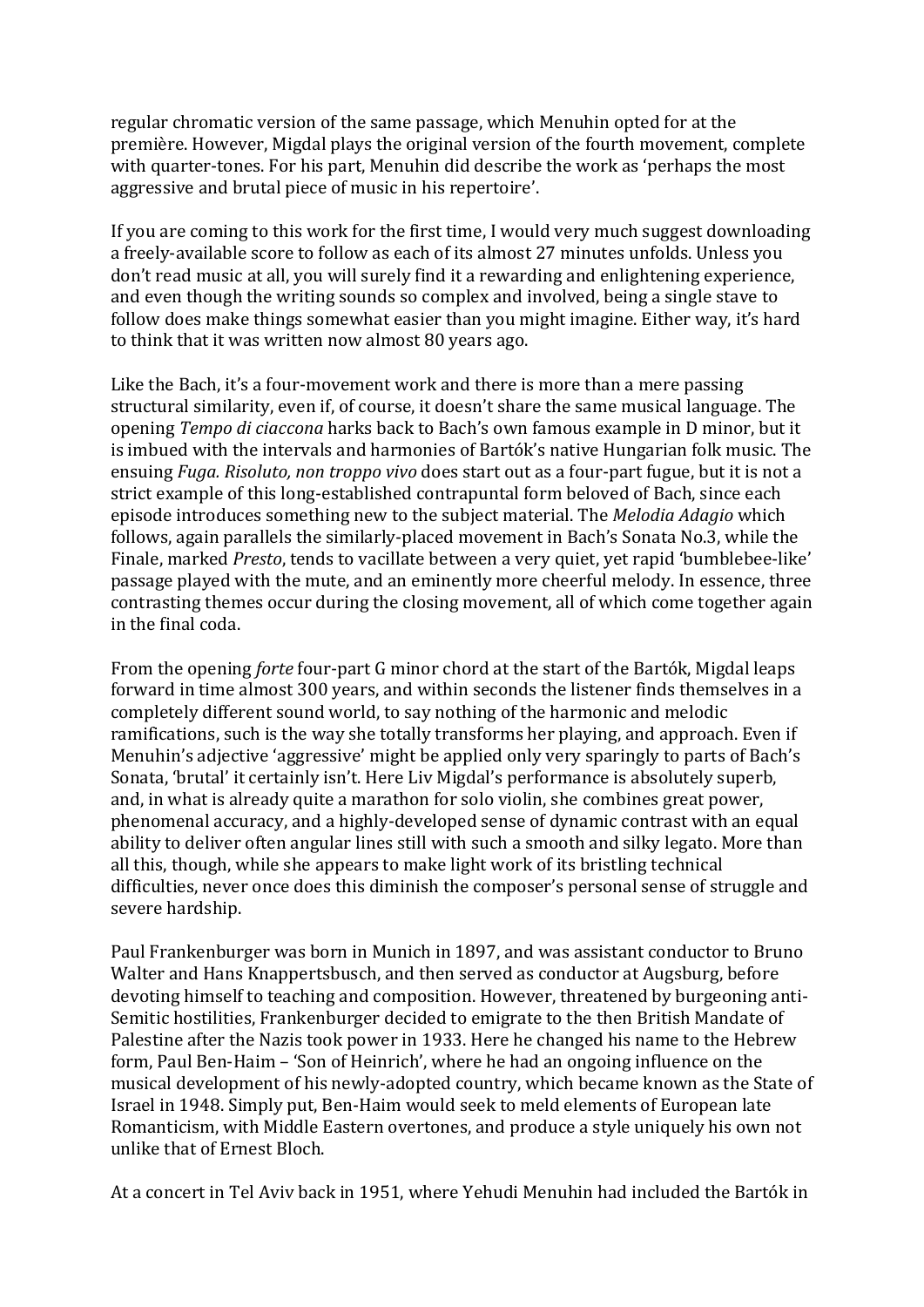regular chromatic version of the same passage, which Menuhin opted for at the première. However, Migdal plays the original version of the fourth movement, complete with quarter-tones. For his part, Menuhin did describe the work as 'perhaps the most aggressive and brutal piece of music in his repertoire'.

If you are coming to this work for the first time, I would very much suggest downloading a freely-available score to follow as each of its almost 27 minutes unfolds. Unless you don't read music at all, you will surely find it a rewarding and enlightening experience, and even though the writing sounds so complex and involved, being a single stave to follow does make things somewhat easier than you might imagine. Either way, it's hard to think that it was written now almost 80 years ago.

Like the Bach, it's a four-movement work and there is more than a mere passing structural similarity, even if, of course, it doesn't share the same musical language. The opening *Tempo di ciaccona* harks back to Bach's own famous example in D minor, but it is imbued with the intervals and harmonies of Bartók's native Hungarian folk music. The ensuing *Fuga. Risoluto, non troppo vivo* does start out as a four-part fugue, but it is not a strict example of this long-established contrapuntal form beloved of Bach, since each episode introduces something new to the subject material. The *Melodia Adagio* which follows, again parallels the similarly-placed movement in Bach's Sonata No.3, while the Finale, marked *Presto*, tends to vacillate between a very quiet, yet rapid 'bumblebee-like' passage played with the mute, and an eminently more cheerful melody. In essence, three contrasting themes occur during the closing movement, all of which come together again in the final coda.

From the opening *forte* four-part G minor chord at the start of the Bartók, Migdal leaps forward in time almost 300 years, and within seconds the listener finds themselves in a completely different sound world, to say nothing of the harmonic and melodic ramifications, such is the way she totally transforms her playing, and approach. Even if Menuhin's adjective 'aggressive' might be applied only very sparingly to parts of Bach's Sonata, 'brutal' it certainly isn't. Here Liv Migdal's performance is absolutely superb, and, in what is already quite a marathon for solo violin, she combines great power, phenomenal accuracy, and a highly-developed sense of dynamic contrast with an equal ability to deliver often angular lines still with such a smooth and silky legato. More than all this, though, while she appears to make light work of its bristling technical difficulties, never once does this diminish the composer's personal sense of struggle and severe hardship.

Paul Frankenburger was born in Munich in 1897, and was assistant conductor to Bruno Walter and Hans Knappertsbusch, and then served as conductor at Augsburg, before devoting himself to teaching and composition. However, threatened by burgeoning anti-Semitic hostilities, Frankenburger decided to emigrate to the then British Mandate of Palestine after the Nazis took power in 1933. Here he changed his name to the Hebrew form, Paul Ben-Haim – 'Son of Heinrich', where he had an ongoing influence on the musical development of his newly-adopted country, which became known as the State of Israel in 1948. Simply put, Ben-Haim would seek to meld elements of European late Romanticism, with Middle Eastern overtones, and produce a style uniquely his own not unlike that of Ernest Bloch.

At a concert in Tel Aviv back in 1951, where Yehudi Menuhin had included the Bartók in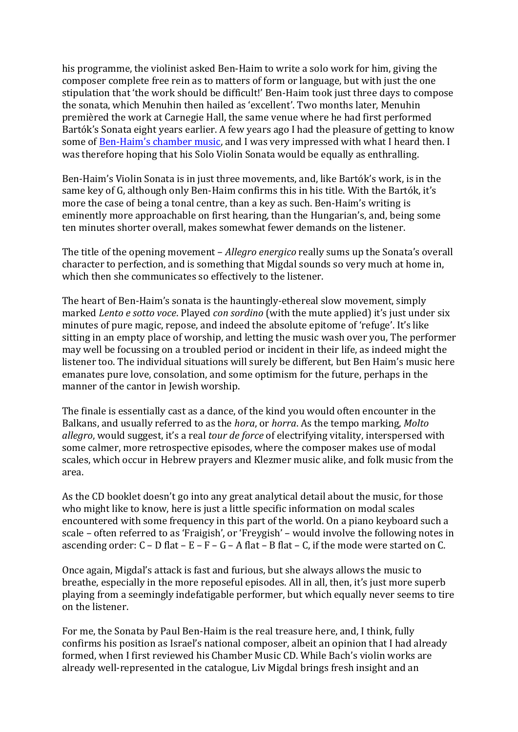his programme, the violinist asked Ben-Haim to write a solo work for him, giving the composer complete free rein as to matters of form or language, but with just the one stipulation that 'the work should be difficult!' Ben-Haim took just three days to compose the sonata, which Menuhin then hailed as 'excellent'. Two months later, Menuhin premièred the work at Carnegie Hall, the same venue where he had first performed Bartók's Sonata eight years earlier. A few years ago I had the pleasure of getting to know some of [Ben-Haim's chamber music](), and I was very impressed with what I heard then. I was therefore hoping that his Solo Violin Sonata would be equally as enthralling.

Ben-Haim's Violin Sonata is in just three movements, and, like Bartók's work, is in the same key of G, although only Ben-Haim confirms this in his title. With the Bartók, it's more the case of being a tonal centre, than a key as such. Ben-Haim's writing is eminently more approachable on first hearing, than the Hungarian's, and, being some ten minutes shorter overall, makes somewhat fewer demands on the listener.

The title of the opening movement – *Allegro energico* really sums up the Sonata's overall character to perfection, and is something that Migdal sounds so very much at home in, which then she communicates so effectively to the listener.

The heart of Ben-Haim's sonata is the hauntingly-ethereal slow movement, simply marked *Lento e sotto voce*. Played *con sordino* (with the mute applied) it's just under six minutes of pure magic, repose, and indeed the absolute epitome of 'refuge'. It's like sitting in an empty place of worship, and letting the music wash over you, The performer may well be focussing on a troubled period or incident in their life, as indeed might the listener too. The individual situations will surely be different, but Ben Haim's music here emanates pure love, consolation, and some optimism for the future, perhaps in the manner of the cantor in Jewish worship.

The finale is essentially cast as a dance, of the kind you would often encounter in the Balkans, and usually referred to as the *hora*, or *horra*. As the tempo marking, *Molto allegro*, would suggest, it's a real *tour de force* of electrifying vitality, interspersed with some calmer, more retrospective episodes, where the composer makes use of modal scales, which occur in Hebrew prayers and Klezmer music alike, and folk music from the area.

As the CD booklet doesn't go into any great analytical detail about the music, for those who might like to know, here is just a little specific information on modal scales encountered with some frequency in this part of the world. On a piano keyboard such a scale – often referred to as 'Fraigish', or 'Freygish' – would involve the following notes in ascending order: C – D flat – E – F – G – A flat – B flat – C, if the mode were started on C.

Once again, Migdal's attack is fast and furious, but she always allows the music to breathe, especially in the more reposeful episodes. All in all, then, it's just more superb playing from a seemingly indefatigable performer, but which equally never seems to tire on the listener.

For me, the Sonata by Paul Ben-Haim is the real treasure here, and, I think, fully confirms his position as Israel's national composer, albeit an opinion that I had already formed, when I first reviewed his Chamber Music CD. While Bach's violin works are already well-represented in the catalogue, Liv Migdal brings fresh insight and an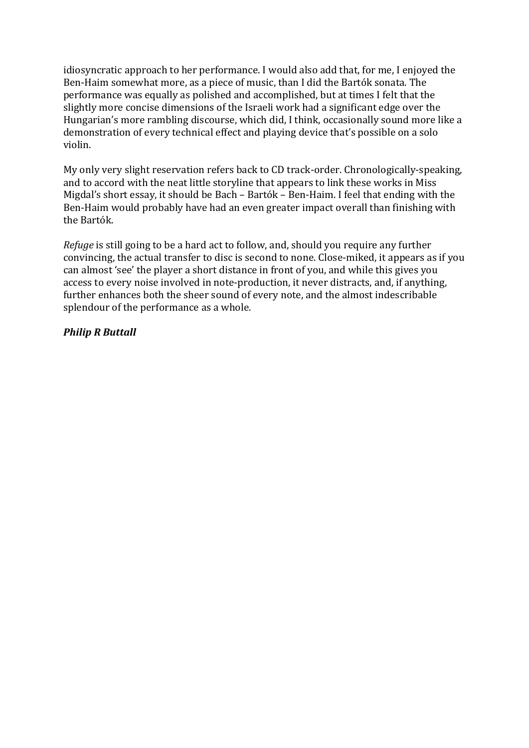idiosyncratic approach to her performance. I would also add that, for me, I enjoyed the Ben-Haim somewhat more, as a piece of music, than I did the Bartók sonata. The performance was equally as polished and accomplished, but at times I felt that the slightly more concise dimensions of the Israeli work had a significant edge over the Hungarian's more rambling discourse, which did, I think, occasionally sound more like a demonstration of every technical effect and playing device that's possible on a solo violin.

My only very slight reservation refers back to CD track-order. Chronologically-speaking, and to accord with the neat little storyline that appears to link these works in Miss Migdal's short essay, it should be Bach – Bartók – Ben-Haim. I feel that ending with the Ben-Haim would probably have had an even greater impact overall than finishing with the Bartók.

*Refuge* is still going to be a hard act to follow, and, should you require any further convincing, the actual transfer to disc is second to none. Close-miked, it appears as if you can almost 'see' the player a short distance in front of you, and while this gives you access to every noise involved in note-production, it never distracts, and, if anything, further enhances both the sheer sound of every note, and the almost indescribable splendour of the performance as a whole.

***Philip R Buttall***